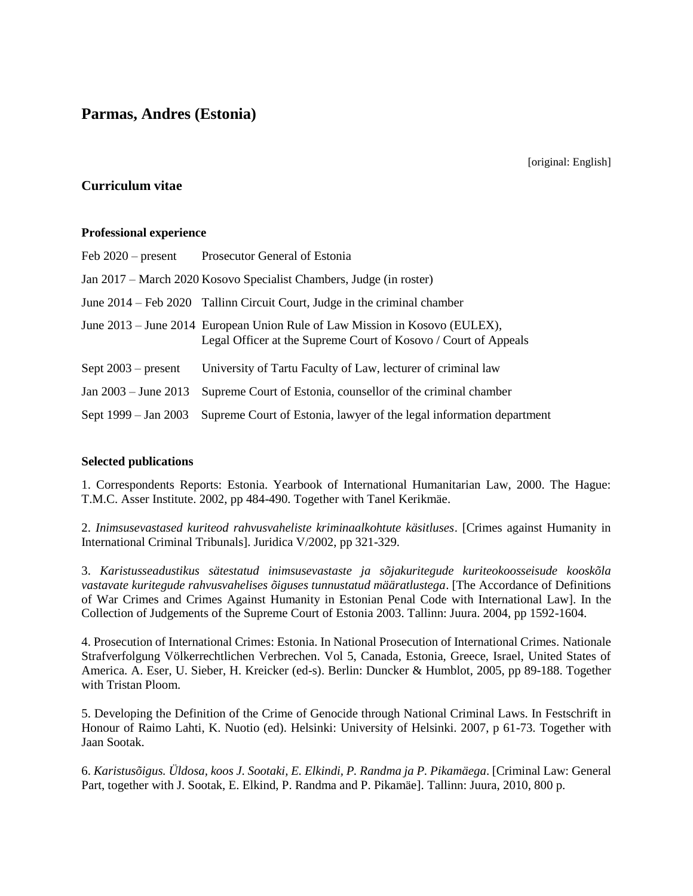# Parmas, Andres (Estonia)

[original: English]

## Curriculum vitae

### Professional experience

| | |
|---|---|
| Feb 2020 – present | Prosecutor General of Estonia |
| Jan 2017 – March 2020 | Kosovo Specialist Chambers, Judge (in roster) |
| June 2014 – Feb 2020 | Tallinn Circuit Court, Judge in the criminal chamber |
| June 2013 – June 2014 | European Union Rule of Law Mission in Kosovo (EULEX), Legal Officer at the Supreme Court of Kosovo / Court of Appeals |
| Sept 2003 – present | University of Tartu Faculty of Law, lecturer of criminal law |
| Jan 2003 – June 2013 | Supreme Court of Estonia, counsellor of the criminal chamber |
| Sept 1999 – Jan 2003 | Supreme Court of Estonia, lawyer of the legal information department |

### Selected publications

1. Correspondents Reports: Estonia. Yearbook of International Humanitarian Law, 2000. The Hague: T.M.C. Asser Institute. 2002, pp 484-490. Together with Tanel Kerikmäe.

2. *Inimsusevastased kuriteod rahvusvaheliste kriminaalkohtute käsitluses*. [Crimes against Humanity in International Criminal Tribunals]. Juridica V/2002, pp 321-329.

3. *Karistusseadustikus sätestatud inimsusevastaste ja sõjakuritegude kuriteokoosseisude kooskõla vastavate kuritegude rahvusvahelises õiguses tunnustatud määratlustega*. [The Accordance of Definitions of War Crimes and Crimes Against Humanity in Estonian Penal Code with International Law]. In the Collection of Judgements of the Supreme Court of Estonia 2003. Tallinn: Juura. 2004, pp 1592-1604.

4. Prosecution of International Crimes: Estonia. In National Prosecution of International Crimes. Nationale Strafverfolgung Völkerrechtlichen Verbrechen. Vol 5, Canada, Estonia, Greece, Israel, United States of America. A. Eser, U. Sieber, H. Kreicker (ed-s). Berlin: Duncker & Humblot, 2005, pp 89-188. Together with Tristan Ploom.

5. Developing the Definition of the Crime of Genocide through National Criminal Laws. In Festschrift in Honour of Raimo Lahti, K. Nuotio (ed). Helsinki: University of Helsinki. 2007, p 61-73. Together with Jaan Sootak.

6. *Karistusõigus. Üldosa, koos J. Sootaki, E. Elkindi, P. Randma ja P. Pikamäega*. [Criminal Law: General Part, together with J. Sootak, E. Elkind, P. Randma and P. Pikamäe]. Tallinn: Juura, 2010, 800 p.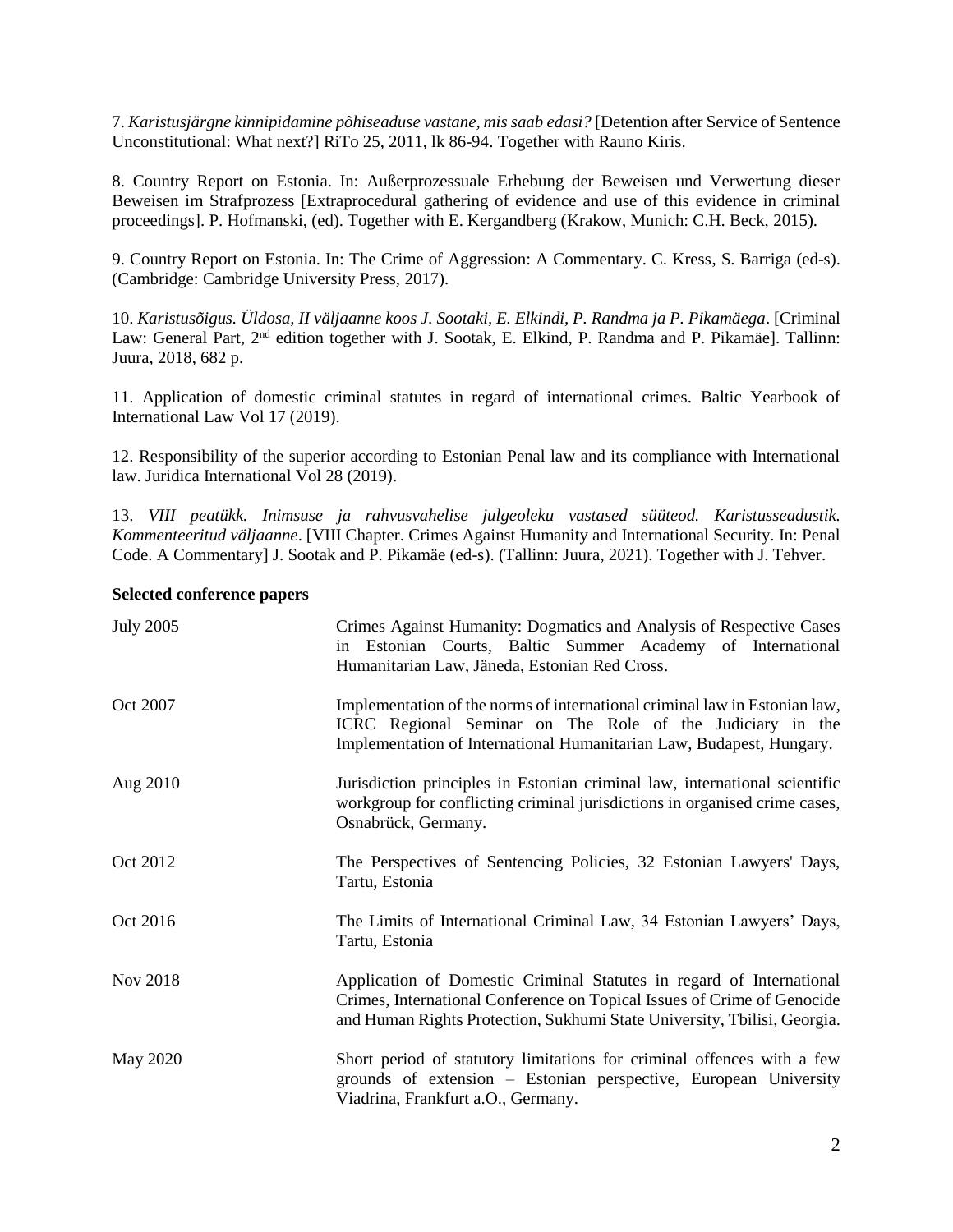7. *Karistusjärgne kinnipidamine põhiseaduse vastane, mis saab edasi?* [Detention after Service of Sentence Unconstitutional: What next?] RiTo 25, 2011, lk 86-94. Together with Rauno Kiris.

8. Country Report on Estonia. In: Außerprozessuale Erhebung der Beweisen und Verwertung dieser Beweisen im Strafprozess [Extraprocedural gathering of evidence and use of this evidence in criminal proceedings]. P. Hofmanski, (ed). Together with E. Kergandberg (Krakow, Munich: C.H. Beck, 2015).

9. Country Report on Estonia. In: The Crime of Aggression: A Commentary. C. Kress, S. Barriga (ed-s). (Cambridge: Cambridge University Press, 2017).

10. *Karistusõigus. Üldosa, II väljaanne koos J. Sootaki, E. Elkindi, P. Randma ja P. Pikamäega*. [Criminal Law: General Part, 2nd edition together with J. Sootak, E. Elkind, P. Randma and P. Pikamäe]. Tallinn: Juura, 2018, 682 p.

11. Application of domestic criminal statutes in regard of international crimes. Baltic Yearbook of International Law Vol 17 (2019).

12. Responsibility of the superior according to Estonian Penal law and its compliance with International law. Juridica International Vol 28 (2019).

13. *VIII peatükk. Inimsuse ja rahvusvahelise julgeoleku vastased süüteod. Karistusseadustik. Kommenteeritud väljaanne*. [VIII Chapter. Crimes Against Humanity and International Security. In: Penal Code. A Commentary] J. Sootak and P. Pikamäe (ed-s). (Tallinn: Juura, 2021). Together with J. Tehver.

**Selected conference papers**

| | |
|---|---|
| July 2005 | Crimes Against Humanity: Dogmatics and Analysis of Respective Cases in Estonian Courts, Baltic Summer Academy of International Humanitarian Law, Jäneda, Estonian Red Cross. |
| Oct 2007 | Implementation of the norms of international criminal law in Estonian law, ICRC Regional Seminar on The Role of the Judiciary in the Implementation of International Humanitarian Law, Budapest, Hungary. |
| Aug 2010 | Jurisdiction principles in Estonian criminal law, international scientific workgroup for conflicting criminal jurisdictions in organised crime cases, Osnabrück, Germany. |
| Oct 2012 | The Perspectives of Sentencing Policies, 32 Estonian Lawyers' Days, Tartu, Estonia |
| Oct 2016 | The Limits of International Criminal Law, 34 Estonian Lawyers' Days, Tartu, Estonia |
| Nov 2018 | Application of Domestic Criminal Statutes in regard of International Crimes, International Conference on Topical Issues of Crime of Genocide and Human Rights Protection, Sukhumi State University, Tbilisi, Georgia. |
| May 2020 | Short period of statutory limitations for criminal offences with a few grounds of extension – Estonian perspective, European University Viadrina, Frankfurt a.O., Germany. |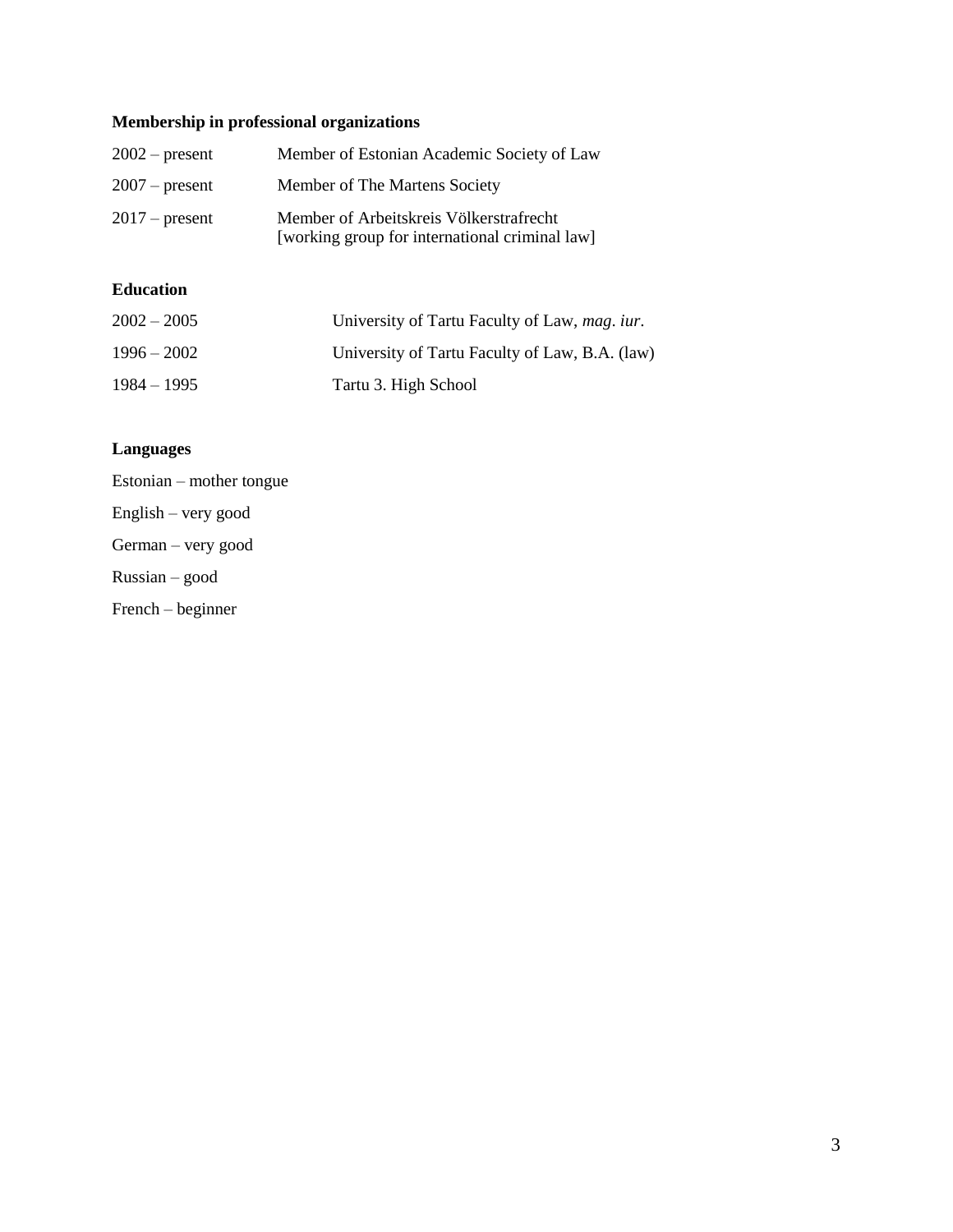**Membership in professional organizations**

| | |
|---|---|
| 2002 – present | Member of Estonian Academic Society of Law |
| 2007 – present | Member of The Martens Society |
| 2017 – present | Member of Arbeitskreis Völkerstrafrecht [working group for international criminal law] |

**Education**

| | |
|---|---|
| 2002 – 2005 | University of Tartu Faculty of Law, *mag. iur.* |
| 1996 – 2002 | University of Tartu Faculty of Law, B.A. (law) |
| 1984 – 1995 | Tartu 3. High School |

**Languages**

Estonian – mother tongue

English – very good

German – very good

Russian – good

French – beginner